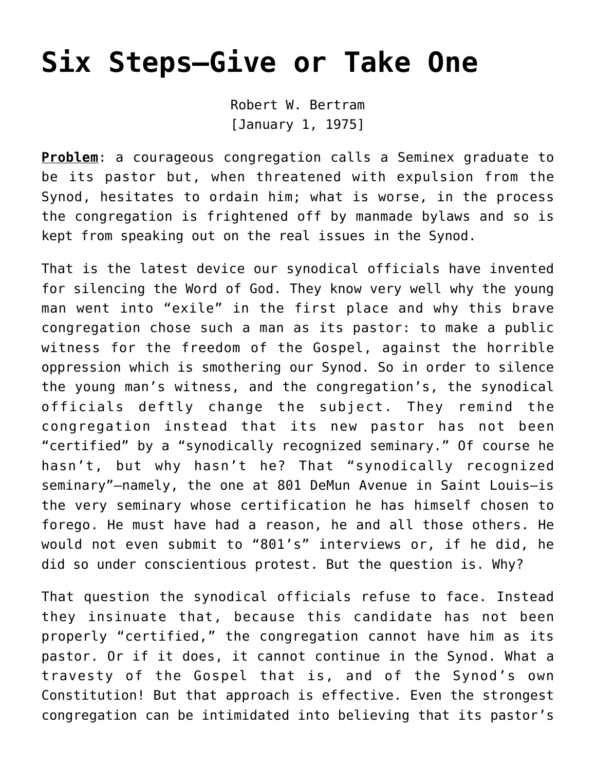# Six Steps—Give or Take One

Robert W. Bertram
[January 1, 1975]

**Problem**: a courageous congregation calls a Seminex graduate to be its pastor but, when threatened with expulsion from the Synod, hesitates to ordain him; what is worse, in the process the congregation is frightened off by manmade bylaws and so is kept from speaking out on the real issues in the Synod.

That is the latest device our synodical officials have invented for silencing the Word of God. They know very well why the young man went into "exile" in the first place and why this brave congregation chose such a man as its pastor: to make a public witness for the freedom of the Gospel, against the horrible oppression which is smothering our Synod. So in order to silence the young man's witness, and the congregation's, the synodical officials deftly change the subject. They remind the congregation instead that its new pastor has not been "certified" by a "synodically recognized seminary." Of course he hasn't, but why hasn't he? That "synodically recognized seminary"—namely, the one at 801 DeMun Avenue in Saint Louis—is the very seminary whose certification he has himself chosen to forego. He must have had a reason, he and all those others. He would not even submit to "801's" interviews or, if he did, he did so under conscientious protest. But the question is. Why?

That question the synodical officials refuse to face. Instead they insinuate that, because this candidate has not been properly "certified," the congregation cannot have him as its pastor. Or if it does, it cannot continue in the Synod. What a travesty of the Gospel that is, and of the Synod's own Constitution! But that approach is effective. Even the strongest congregation can be intimidated into believing that its pastor's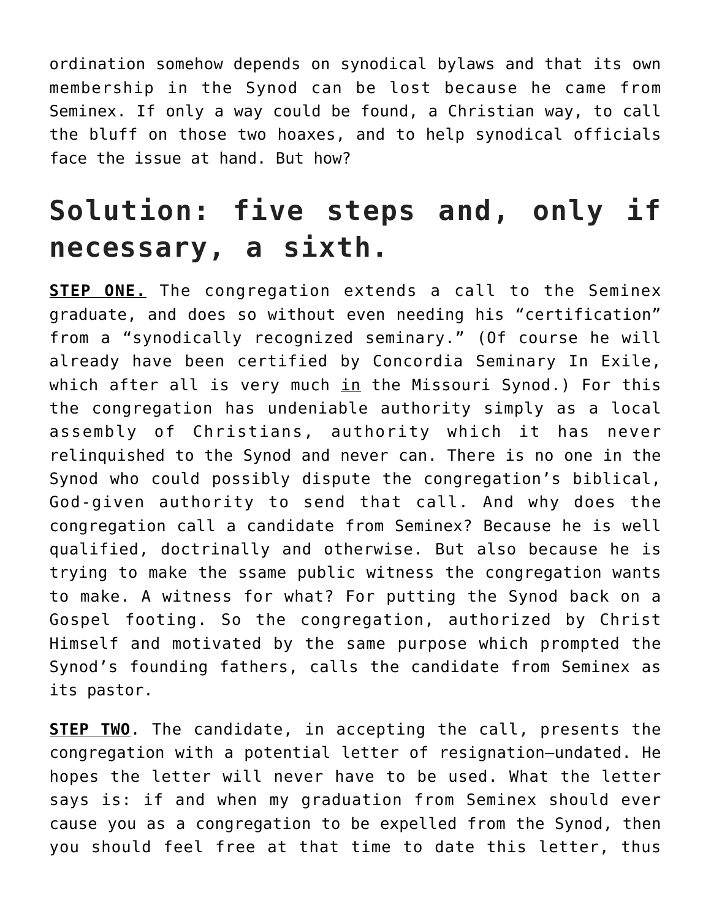ordination somehow depends on synodical bylaws and that its own membership in the Synod can be lost because he came from Seminex. If only a way could be found, a Christian way, to call the bluff on those two hoaxes, and to help synodical officials face the issue at hand. But how?

## Solution: five steps and, only if necessary, a sixth.

**STEP ONE.** The congregation extends a call to the Seminex graduate, and does so without even needing his "certification" from a "synodically recognized seminary." (Of course he will already have been certified by Concordia Seminary In Exile, which after all is very much in the Missouri Synod.) For this the congregation has undeniable authority simply as a local assembly of Christians, authority which it has never relinquished to the Synod and never can. There is no one in the Synod who could possibly dispute the congregation's biblical, God-given authority to send that call. And why does the congregation call a candidate from Seminex? Because he is well qualified, doctrinally and otherwise. But also because he is trying to make the ssame public witness the congregation wants to make. A witness for what? For putting the Synod back on a Gospel footing. So the congregation, authorized by Christ Himself and motivated by the same purpose which prompted the Synod's founding fathers, calls the candidate from Seminex as its pastor.

**STEP TWO**. The candidate, in accepting the call, presents the congregation with a potential letter of resignation—undated. He hopes the letter will never have to be used. What the letter says is: if and when my graduation from Seminex should ever cause you as a congregation to be expelled from the Synod, then you should feel free at that time to date this letter, thus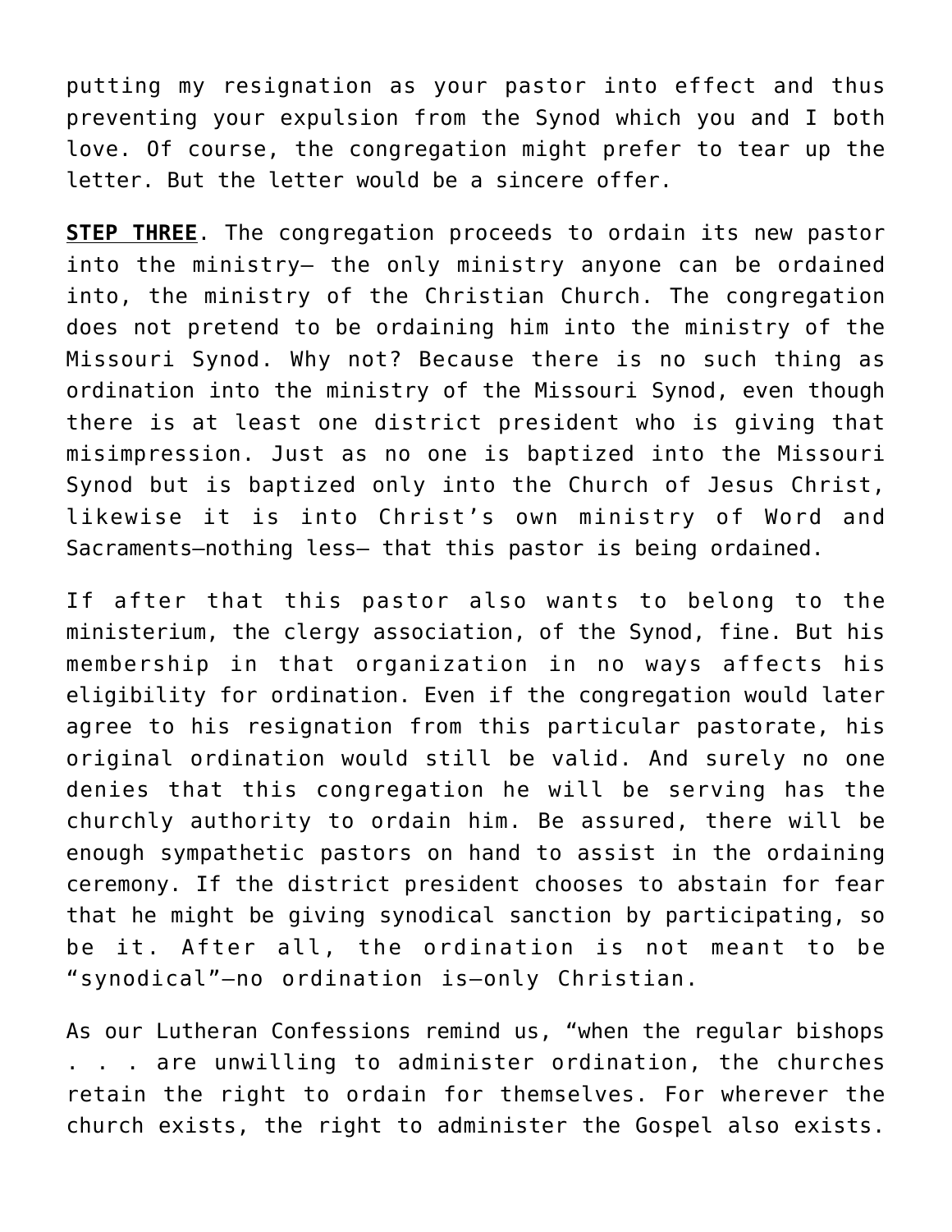putting my resignation as your pastor into effect and thus preventing your expulsion from the Synod which you and I both love. Of course, the congregation might prefer to tear up the letter. But the letter would be a sincere offer.

**STEP THREE**. The congregation proceeds to ordain its new pastor into the ministry— the only ministry anyone can be ordained into, the ministry of the Christian Church. The congregation does not pretend to be ordaining him into the ministry of the Missouri Synod. Why not? Because there is no such thing as ordination into the ministry of the Missouri Synod, even though there is at least one district president who is giving that misimpression. Just as no one is baptized into the Missouri Synod but is baptized only into the Church of Jesus Christ, likewise it is into Christ's own ministry of Word and Sacraments—nothing less— that this pastor is being ordained.

If after that this pastor also wants to belong to the ministerium, the clergy association, of the Synod, fine. But his membership in that organization in no ways affects his eligibility for ordination. Even if the congregation would later agree to his resignation from this particular pastorate, his original ordination would still be valid. And surely no one denies that this congregation he will be serving has the churchly authority to ordain him. Be assured, there will be enough sympathetic pastors on hand to assist in the ordaining ceremony. If the district president chooses to abstain for fear that he might be giving synodical sanction by participating, so be it. After all, the ordination is not meant to be "synodical"—no ordination is—only Christian.

As our Lutheran Confessions remind us, "when the regular bishops . . . are unwilling to administer ordination, the churches retain the right to ordain for themselves. For wherever the church exists, the right to administer the Gospel also exists.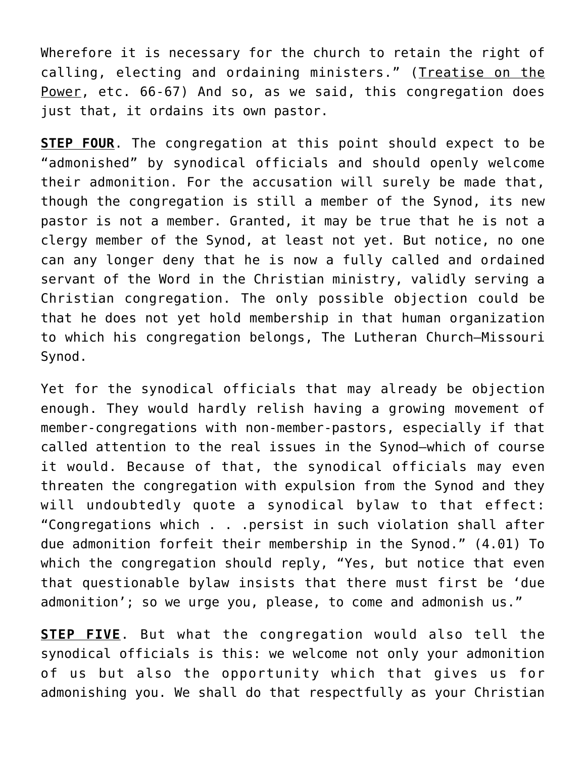Wherefore it is necessary for the church to retain the right of calling, electing and ordaining ministers." (Treatise on the Power, etc. 66-67) And so, as we said, this congregation does just that, it ordains its own pastor.

**STEP FOUR**. The congregation at this point should expect to be "admonished" by synodical officials and should openly welcome their admonition. For the accusation will surely be made that, though the congregation is still a member of the Synod, its new pastor is not a member. Granted, it may be true that he is not a clergy member of the Synod, at least not yet. But notice, no one can any longer deny that he is now a fully called and ordained servant of the Word in the Christian ministry, validly serving a Christian congregation. The only possible objection could be that he does not yet hold membership in that human organization to which his congregation belongs, The Lutheran Church—Missouri Synod.

Yet for the synodical officials that may already be objection enough. They would hardly relish having a growing movement of member-congregations with non-member-pastors, especially if that called attention to the real issues in the Synod—which of course it would. Because of that, the synodical officials may even threaten the congregation with expulsion from the Synod and they will undoubtedly quote a synodical bylaw to that effect: "Congregations which . . .persist in such violation shall after due admonition forfeit their membership in the Synod." (4.01) To which the congregation should reply, "Yes, but notice that even that questionable bylaw insists that there must first be 'due admonition'; so we urge you, please, to come and admonish us."

**STEP FIVE**. But what the congregation would also tell the synodical officials is this: we welcome not only your admonition of us but also the opportunity which that gives us for admonishing you. We shall do that respectfully as your Christian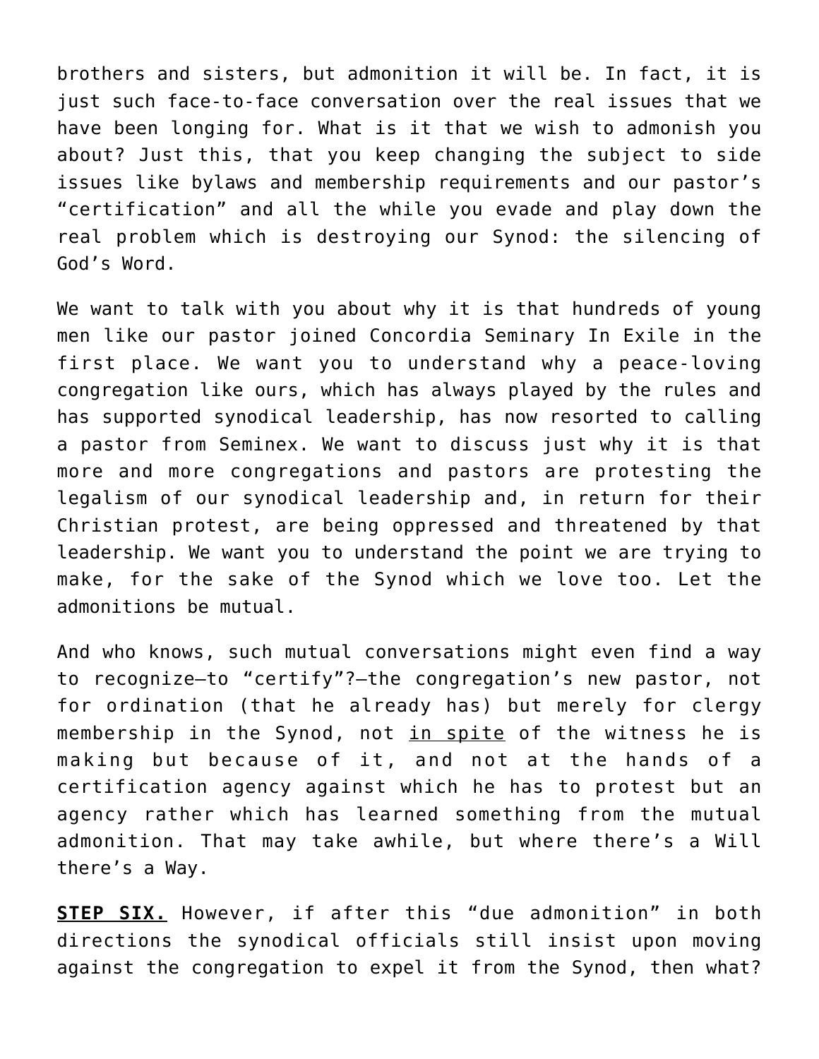brothers and sisters, but admonition it will be. In fact, it is just such face-to-face conversation over the real issues that we have been longing for. What is it that we wish to admonish you about? Just this, that you keep changing the subject to side issues like bylaws and membership requirements and our pastor's "certification" and all the while you evade and play down the real problem which is destroying our Synod: the silencing of God's Word.

We want to talk with you about why it is that hundreds of young men like our pastor joined Concordia Seminary In Exile in the first place. We want you to understand why a peace-loving congregation like ours, which has always played by the rules and has supported synodical leadership, has now resorted to calling a pastor from Seminex. We want to discuss just why it is that more and more congregations and pastors are protesting the legalism of our synodical leadership and, in return for their Christian protest, are being oppressed and threatened by that leadership. We want you to understand the point we are trying to make, for the sake of the Synod which we love too. Let the admonitions be mutual.

And who knows, such mutual conversations might even find a way to recognize—to "certify"?—the congregation's new pastor, not for ordination (that he already has) but merely for clergy membership in the Synod, not <u>in spite</u> of the witness he is making but because of it, and not at the hands of a certification agency against which he has to protest but an agency rather which has learned something from the mutual admonition. That may take awhile, but where there's a Will there's a Way.

**<u>STEP SIX.</u>** However, if after this "due admonition" in both directions the synodical officials still insist upon moving against the congregation to expel it from the Synod, then what?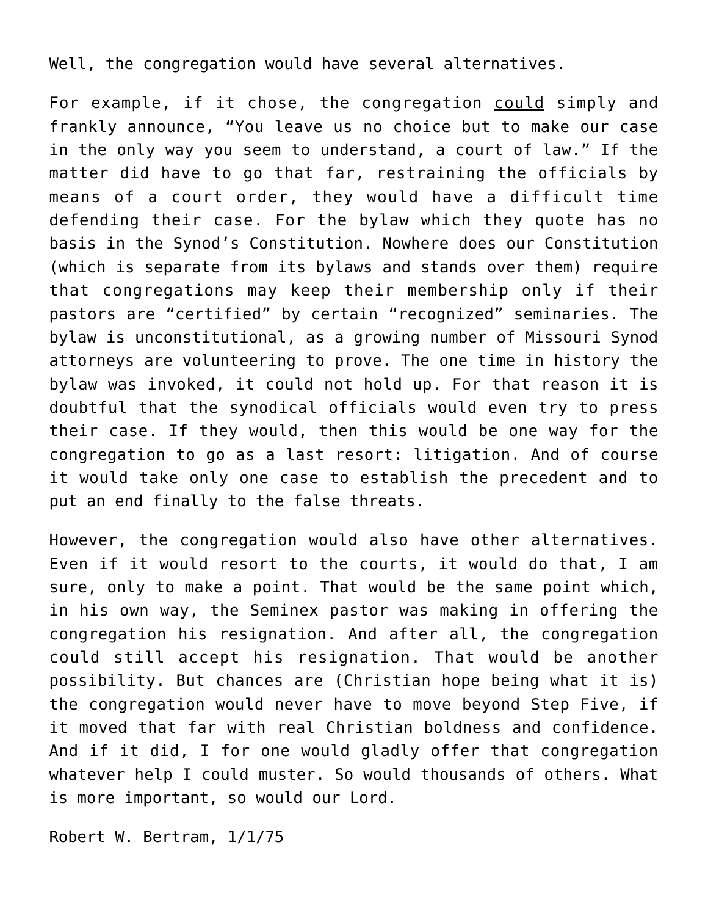Well, the congregation would have several alternatives.

For example, if it chose, the congregation <u>could</u> simply and frankly announce, “You leave us no choice but to make our case in the only way you seem to understand, a court of law.” If the matter did have to go that far, restraining the officials by means of a court order, they would have a difficult time defending their case. For the bylaw which they quote has no basis in the Synod’s Constitution. Nowhere does our Constitution (which is separate from its bylaws and stands over them) require that congregations may keep their membership only if their pastors are “certified” by certain “recognized” seminaries. The bylaw is unconstitutional, as a growing number of Missouri Synod attorneys are volunteering to prove. The one time in history the bylaw was invoked, it could not hold up. For that reason it is doubtful that the synodical officials would even try to press their case. If they would, then this would be one way for the congregation to go as a last resort: litigation. And of course it would take only one case to establish the precedent and to put an end finally to the false threats.

However, the congregation would also have other alternatives. Even if it would resort to the courts, it would do that, I am sure, only to make a point. That would be the same point which, in his own way, the Seminex pastor was making in offering the congregation his resignation. And after all, the congregation could still accept his resignation. That would be another possibility. But chances are (Christian hope being what it is) the congregation would never have to move beyond Step Five, if it moved that far with real Christian boldness and confidence. And if it did, I for one would gladly offer that congregation whatever help I could muster. So would thousands of others. What is more important, so would our Lord.

Robert W. Bertram, 1/1/75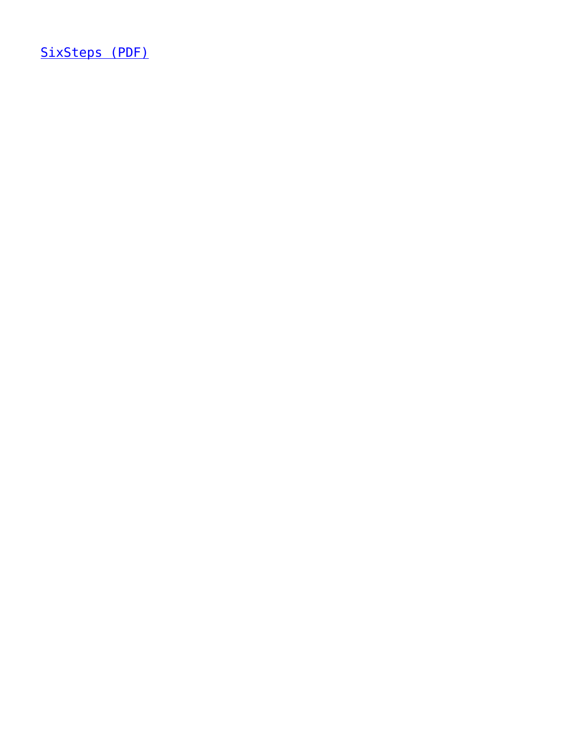[SixSteps (PDF)]